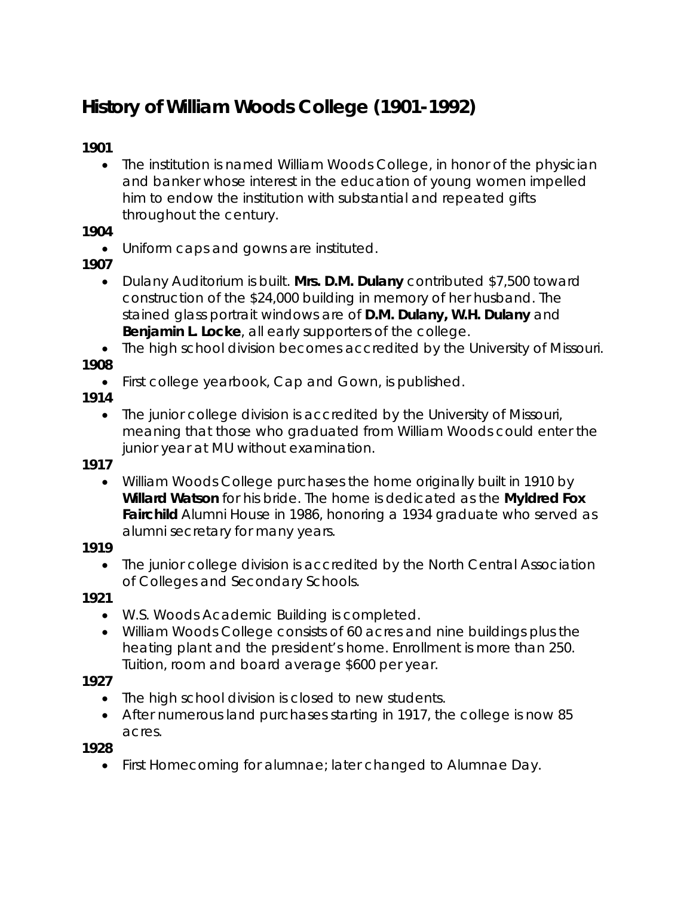# History of William Woods College (1901-1992)

**1901**

- The institution is named William Woods College, in honor of the physician and banker whose interest in the education of young women impelled him to endow the institution with substantial and repeated gifts throughout the century.

**1904**

- Uniform caps and gowns are instituted.

**1907**

- Dulany Auditorium is built. **Mrs. D.M. Dulany** contributed $7,500 toward construction of the $24,000 building in memory of her husband. The stained glass portrait windows are of **D.M. Dulany, W.H. Dulany** and **Benjamin L. Locke**, all early supporters of the college.
- The high school division becomes accredited by the University of Missouri.

**1908**

- First college yearbook, Cap and Gown, is published.

**1914**

- The junior college division is accredited by the University of Missouri, meaning that those who graduated from William Woods could enter the junior year at MU without examination.

**1917**

- William Woods College purchases the home originally built in 1910 by **Willard Watson** for his bride. The home is dedicated as the **Myldred Fox Fairchild** Alumni House in 1986, honoring a 1934 graduate who served as alumni secretary for many years.

**1919**

- The junior college division is accredited by the North Central Association of Colleges and Secondary Schools.

**1921**

- W.S. Woods Academic Building is completed.
- William Woods College consists of 60 acres and nine buildings plus the heating plant and the president's home. Enrollment is more than 250. Tuition, room and board average $600 per year.

**1927**

- The high school division is closed to new students.
- After numerous land purchases starting in 1917, the college is now 85 acres.

**1928**

- First Homecoming for alumnae; later changed to Alumnae Day.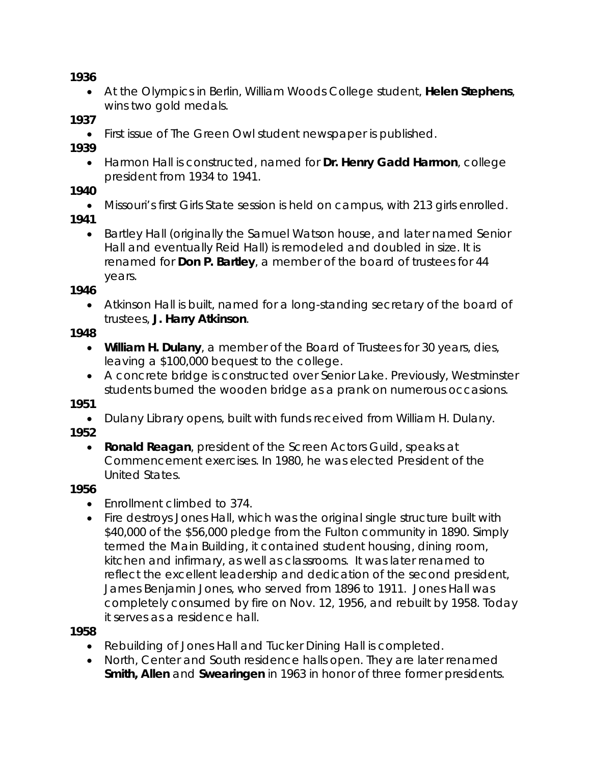**1936**

- At the Olympics in Berlin, William Woods College student, **Helen Stephens**, wins two gold medals.

**1937**

- First issue of The Green Owl student newspaper is published.

**1939**

- Harmon Hall is constructed, named for **Dr. Henry Gadd Harmon**, college president from 1934 to 1941.

**1940**

- Missouri's first Girls State session is held on campus, with 213 girls enrolled.

**1941**

- Bartley Hall (originally the Samuel Watson house, and later named Senior Hall and eventually Reid Hall) is remodeled and doubled in size. It is renamed for **Don P. Bartley**, a member of the board of trustees for 44 years.

**1946**

- Atkinson Hall is built, named for a long-standing secretary of the board of trustees, **J. Harry Atkinson**.

**1948**

- **William H. Dulany**, a member of the Board of Trustees for 30 years, dies, leaving a $100,000 bequest to the college.
- A concrete bridge is constructed over Senior Lake. Previously, Westminster students burned the wooden bridge as a prank on numerous occasions.

**1951**

- Dulany Library opens, built with funds received from William H. Dulany.

**1952**

- **Ronald Reagan**, president of the Screen Actors Guild, speaks at Commencement exercises. In 1980, he was elected President of the United States.

**1956**

- Enrollment climbed to 374.
- Fire destroys Jones Hall, which was the original single structure built with $40,000 of the $56,000 pledge from the Fulton community in 1890. Simply termed the Main Building, it contained student housing, dining room, kitchen and infirmary, as well as classrooms. It was later renamed to reflect the excellent leadership and dedication of the second president, James Benjamin Jones, who served from 1896 to 1911. Jones Hall was completely consumed by fire on Nov. 12, 1956, and rebuilt by 1958. Today it serves as a residence hall.

**1958**

- Rebuilding of Jones Hall and Tucker Dining Hall is completed.
- North, Center and South residence halls open. They are later renamed **Smith, Allen** and **Swearingen** in 1963 in honor of three former presidents.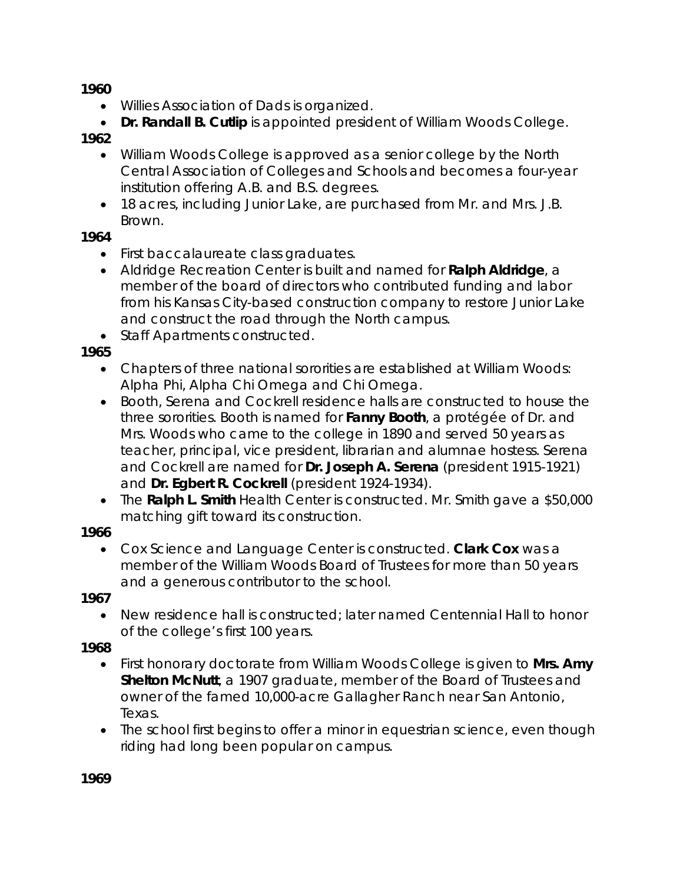**1960**

- Willies Association of Dads is organized.
- **Dr. Randall B. Cutlip** is appointed president of William Woods College.

**1962**

- William Woods College is approved as a senior college by the North Central Association of Colleges and Schools and becomes a four-year institution offering A.B. and B.S. degrees.
- 18 acres, including Junior Lake, are purchased from Mr. and Mrs. J.B. Brown.

**1964**

- First baccalaureate class graduates.
- Aldridge Recreation Center is built and named for **Ralph Aldridge**, a member of the board of directors who contributed funding and labor from his Kansas City-based construction company to restore Junior Lake and construct the road through the North campus.
- Staff Apartments constructed.

**1965**

- Chapters of three national sororities are established at William Woods: Alpha Phi, Alpha Chi Omega and Chi Omega.
- Booth, Serena and Cockrell residence halls are constructed to house the three sororities. Booth is named for **Fanny Booth**, a protégée of Dr. and Mrs. Woods who came to the college in 1890 and served 50 years as teacher, principal, vice president, librarian and alumnae hostess. Serena and Cockrell are named for **Dr. Joseph A. Serena** (president 1915-1921) and **Dr. Egbert R. Cockrell** (president 1924-1934).
- The **Ralph L. Smith** Health Center is constructed. Mr. Smith gave a $50,000 matching gift toward its construction.

**1966**

- Cox Science and Language Center is constructed. **Clark Cox** was a member of the William Woods Board of Trustees for more than 50 years and a generous contributor to the school.

**1967**

- New residence hall is constructed; later named Centennial Hall to honor of the college's first 100 years.

**1968**

- First honorary doctorate from William Woods College is given to **Mrs. Amy Shelton McNutt**, a 1907 graduate, member of the Board of Trustees and owner of the famed 10,000-acre Gallagher Ranch near San Antonio, Texas.
- The school first begins to offer a minor in equestrian science, even though riding had long been popular on campus.

**1969**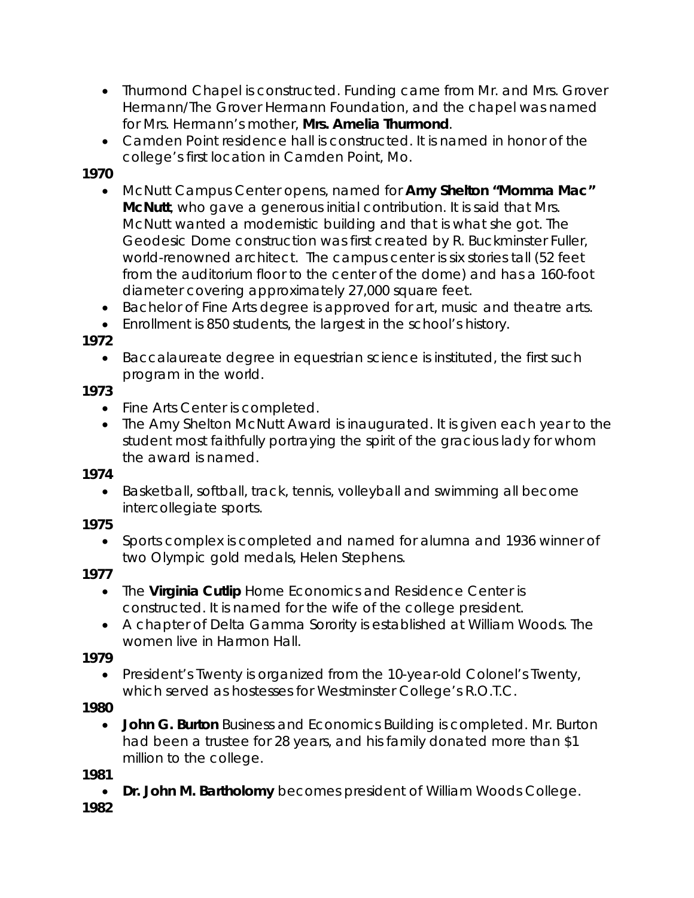- Thurmond Chapel is constructed. Funding came from Mr. and Mrs. Grover Hermann/The Grover Hermann Foundation, and the chapel was named for Mrs. Hermann's mother, **Mrs. Amelia Thurmond**.
- Camden Point residence hall is constructed. It is named in honor of the college's first location in Camden Point, Mo.

**1970**

- McNutt Campus Center opens, named for **Amy Shelton "Momma Mac" McNutt**, who gave a generous initial contribution. It is said that Mrs. McNutt wanted a modernistic building and that is what she got. The Geodesic Dome construction was first created by R. Buckminster Fuller, world-renowned architect. The campus center is six stories tall (52 feet from the auditorium floor to the center of the dome) and has a 160-foot diameter covering approximately 27,000 square feet.
- Bachelor of Fine Arts degree is approved for art, music and theatre arts.
- Enrollment is 850 students, the largest in the school's history.

**1972**

- Baccalaureate degree in equestrian science is instituted, the first such program in the world.

**1973**

- Fine Arts Center is completed.
- The Amy Shelton McNutt Award is inaugurated. It is given each year to the student most faithfully portraying the spirit of the gracious lady for whom the award is named.

**1974**

- Basketball, softball, track, tennis, volleyball and swimming all become intercollegiate sports.

**1975**

- Sports complex is completed and named for alumna and 1936 winner of two Olympic gold medals, Helen Stephens.

**1977**

- The **Virginia Cutlip** Home Economics and Residence Center is constructed. It is named for the wife of the college president.
- A chapter of Delta Gamma Sorority is established at William Woods. The women live in Harmon Hall.

**1979**

- President's Twenty is organized from the 10-year-old Colonel's Twenty, which served as hostesses for Westminster College's R.O.T.C.

**1980**

- **John G. Burton** Business and Economics Building is completed. Mr. Burton had been a trustee for 28 years, and his family donated more than $1 million to the college.

**1981**

- **Dr. John M. Bartholomy** becomes president of William Woods College.

**1982**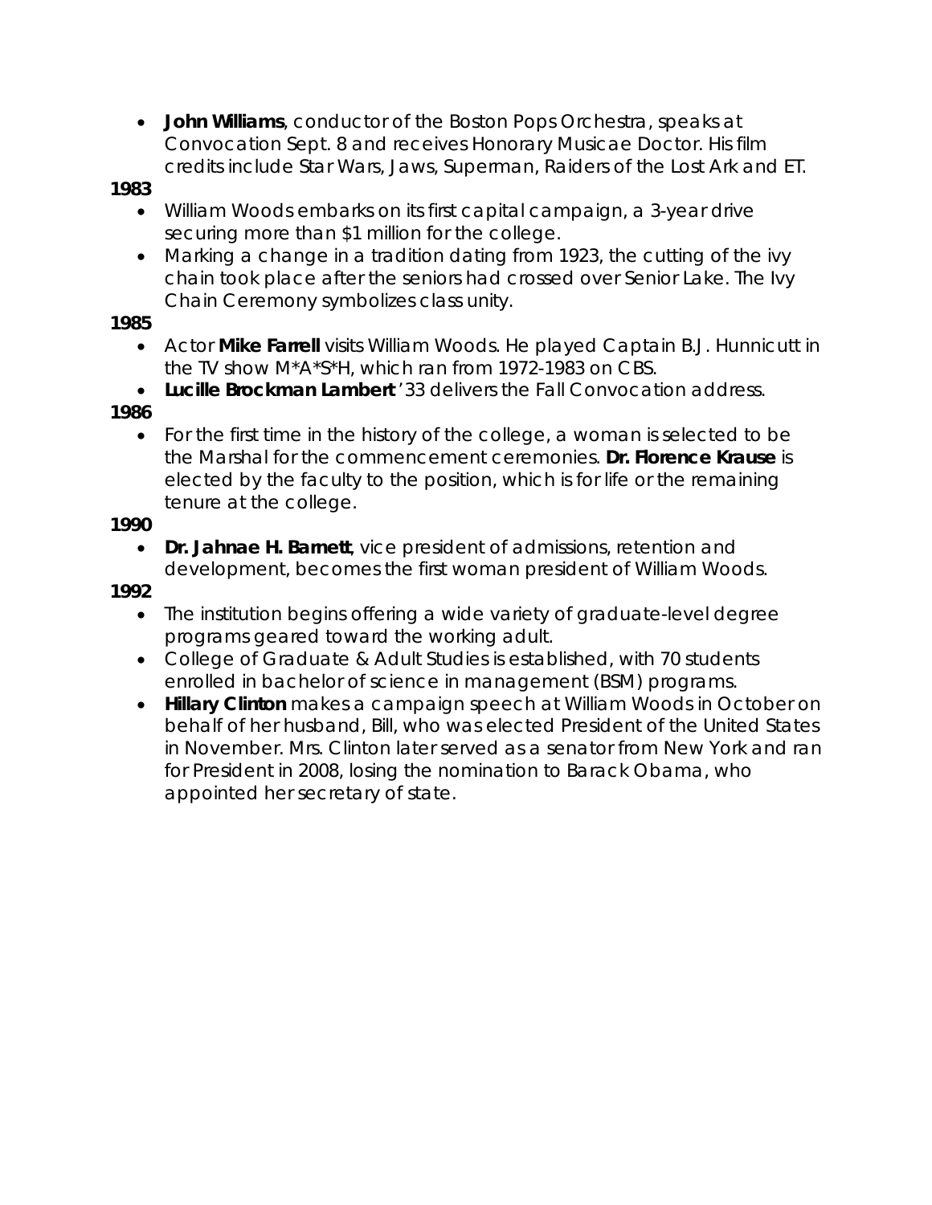- **John Williams**, conductor of the Boston Pops Orchestra, speaks at Convocation Sept. 8 and receives Honorary Musicae Doctor. His film credits include Star Wars, Jaws, Superman, Raiders of the Lost Ark and ET.

**1983**

- William Woods embarks on its first capital campaign, a 3-year drive securing more than $1 million for the college.
- Marking a change in a tradition dating from 1923, the cutting of the ivy chain took place after the seniors had crossed over Senior Lake. The Ivy Chain Ceremony symbolizes class unity.

**1985**

- Actor **Mike Farrell** visits William Woods. He played Captain B.J. Hunnicutt in the TV show M*A*S*H, which ran from 1972-1983 on CBS.
- **Lucille Brockman Lambert** '33 delivers the Fall Convocation address.

**1986**

- For the first time in the history of the college, a woman is selected to be the Marshal for the commencement ceremonies. **Dr. Florence Krause** is elected by the faculty to the position, which is for life or the remaining tenure at the college.

**1990**

- **Dr. Jahnae H. Barnett**, vice president of admissions, retention and development, becomes the first woman president of William Woods.

**1992**

- The institution begins offering a wide variety of graduate-level degree programs geared toward the working adult.
- College of Graduate & Adult Studies is established, with 70 students enrolled in bachelor of science in management (BSM) programs.
- **Hillary Clinton** makes a campaign speech at William Woods in October on behalf of her husband, Bill, who was elected President of the United States in November. Mrs. Clinton later served as a senator from New York and ran for President in 2008, losing the nomination to Barack Obama, who appointed her secretary of state.